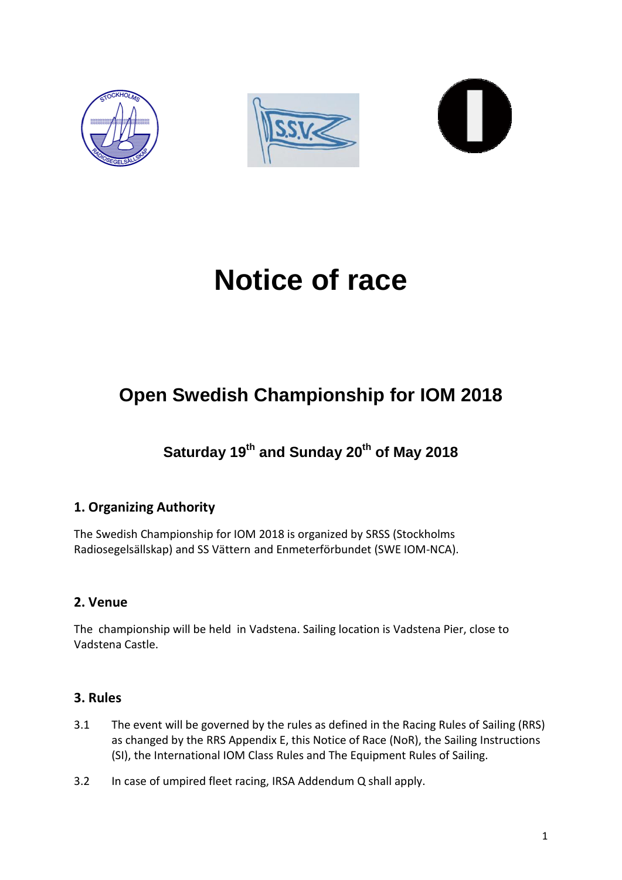# Notice of race

## Open Swedish Championship for IOM 2018

### Saturday 19th and Sunday 20th of May 2018

### 1. Organizing Authority

The Swedish Championship for IOM 2018 is organized by SRSS (Stockholms Radiosegelsällskap) and SS Vättern and Enmeterförbundet (SWE IOM-NCA).

### 2. Venue

The championship will be held in Vadstena. Sailing location is Vadstena Pier, close to Vadstena Castle.

### 3. Rules

3.1 The event will be governed by the rules as defined in the Racing Rules of Sailing (RRS) as changed by the RRS Appendix E, this Notice of Race (NoR), the Sailing Instructions (SI), the International IOM Class Rules and The Equipment Rules of Sailing.

3.2 In case of umpired fleet racing, IRSA Addendum Q shall apply.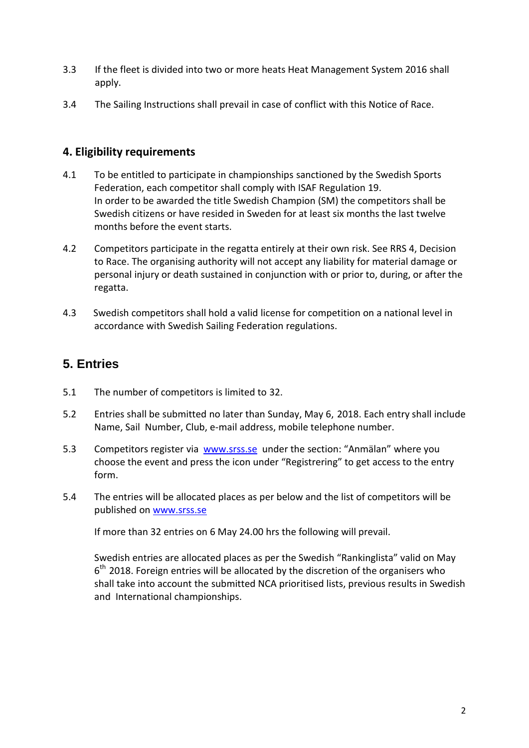3.3 If the fleet is divided into two or more heats Heat Management System 2016 shall apply.

3.4 The Sailing Instructions shall prevail in case of conflict with this Notice of Race.

## 4. Eligibility requirements

4.1 To be entitled to participate in championships sanctioned by the Swedish Sports Federation, each competitor shall comply with ISAF Regulation 19.
In order to be awarded the title Swedish Champion (SM) the competitors shall be Swedish citizens or have resided in Sweden for at least six months the last twelve months before the event starts.

4.2 Competitors participate in the regatta entirely at their own risk. See RRS 4, Decision to Race. The organising authority will not accept any liability for material damage or personal injury or death sustained in conjunction with or prior to, during, or after the regatta.

4.3 Swedish competitors shall hold a valid license for competition on a national level in accordance with Swedish Sailing Federation regulations.

## 5. Entries

5.1 The number of competitors is limited to 32.

5.2 Entries shall be submitted no later than Sunday, May 6, 2018. Each entry shall include Name, Sail Number, Club, e-mail address, mobile telephone number.

5.3 Competitors register via [www.srss.se](http://www.srss.se) under the section: "Anmälan" where you choose the event and press the icon under "Registrering" to get access to the entry form.

5.4 The entries will be allocated places as per below and the list of competitors will be published on [www.srss.se](http://www.srss.se)

If more than 32 entries on 6 May 24.00 hrs the following will prevail.

Swedish entries are allocated places as per the Swedish "Rankinglista" valid on May 6th 2018. Foreign entries will be allocated by the discretion of the organisers who shall take into account the submitted NCA prioritised lists, previous results in Swedish and International championships.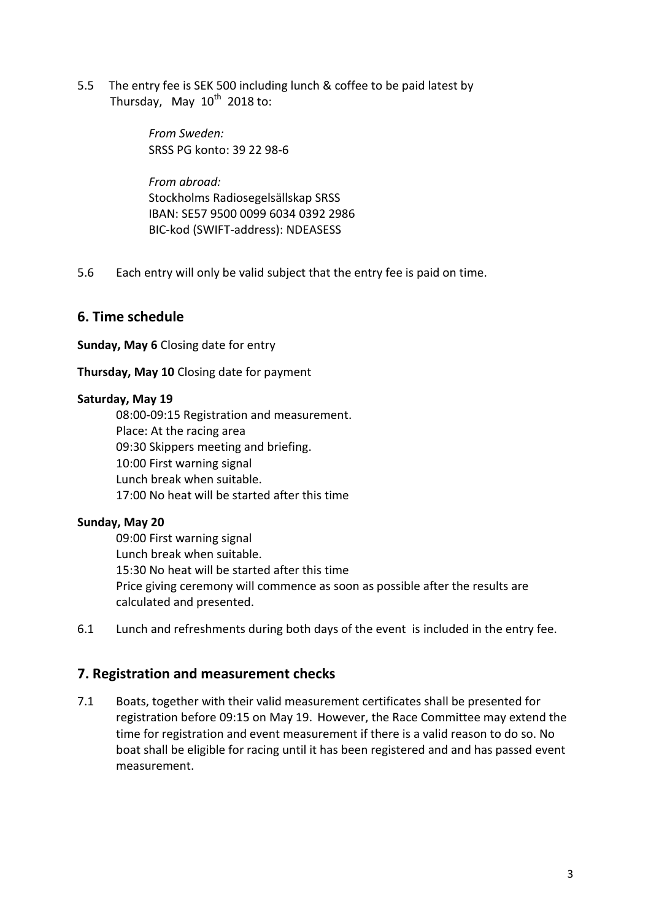5.5 The entry fee is SEK 500 including lunch & coffee to be paid latest by Thursday, May 10th 2018 to:

*From Sweden:*
SRSS PG konto: 39 22 98-6

*From abroad:*
Stockholms Radiosegelsällskap SRSS
IBAN: SE57 9500 0099 6034 0392 2986
BIC-kod (SWIFT-address): NDEASESS

5.6 Each entry will only be valid subject that the entry fee is paid on time.

## 6. Time schedule

**Sunday, May 6** Closing date for entry

**Thursday, May 10** Closing date for payment

**Saturday, May 19**

08:00-09:15 Registration and measurement.
Place: At the racing area
09:30 Skippers meeting and briefing.
10:00 First warning signal
Lunch break when suitable.
17:00 No heat will be started after this time

**Sunday, May 20**

09:00 First warning signal
Lunch break when suitable.
15:30 No heat will be started after this time
Price giving ceremony will commence as soon as possible after the results are calculated and presented.

6.1 Lunch and refreshments during both days of the event is included in the entry fee.

## 7. Registration and measurement checks

7.1 Boats, together with their valid measurement certificates shall be presented for registration before 09:15 on May 19. However, the Race Committee may extend the time for registration and event measurement if there is a valid reason to do so. No boat shall be eligible for racing until it has been registered and and has passed event measurement.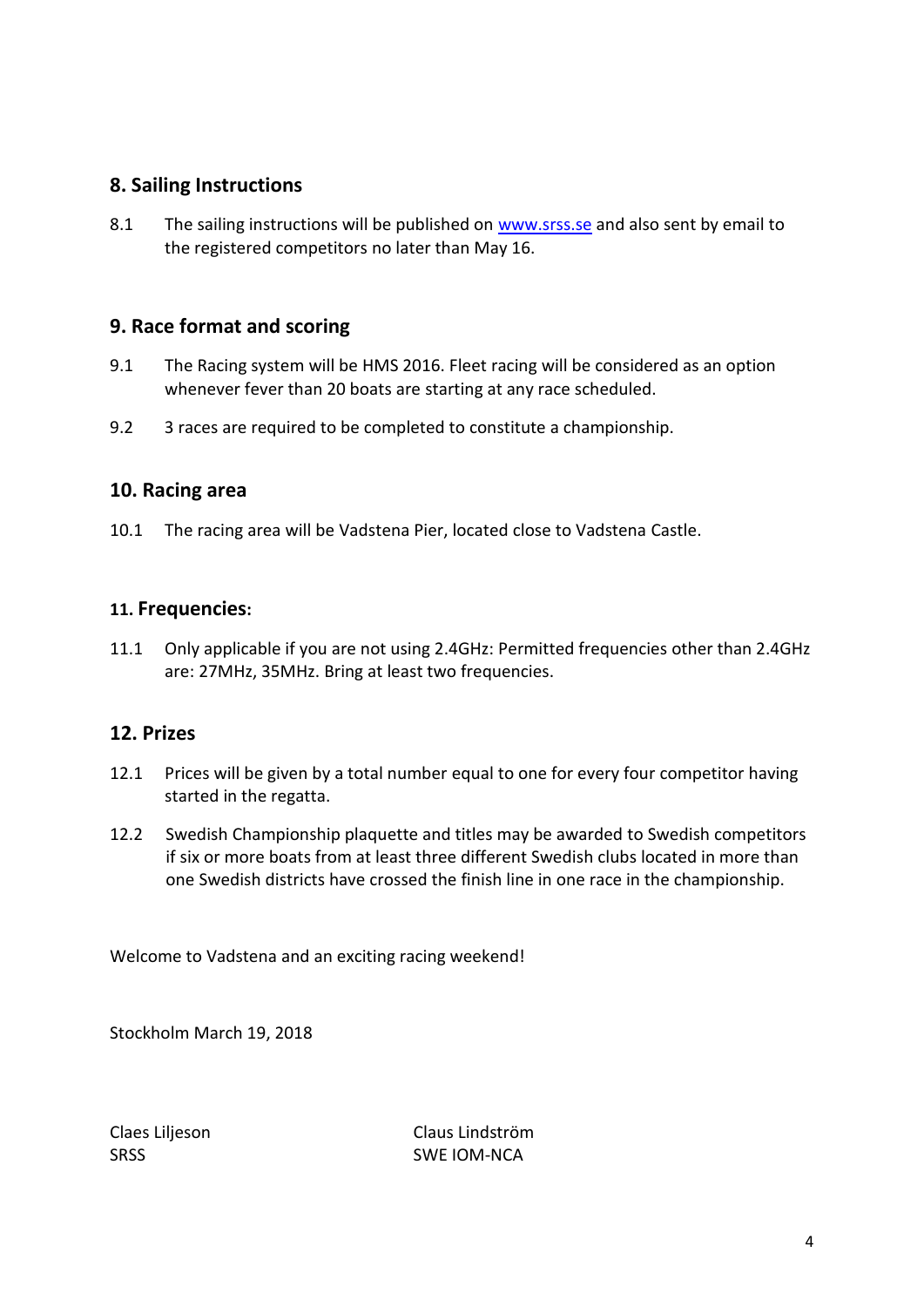## 8. Sailing Instructions

8.1 The sailing instructions will be published on [www.srss.se](http://www.srss.se) and also sent by email to the registered competitors no later than May 16.

## 9. Race format and scoring

9.1 The Racing system will be HMS 2016. Fleet racing will be considered as an option whenever fever than 20 boats are starting at any race scheduled.

9.2 3 races are required to be completed to constitute a championship.

## 10. Racing area

10.1 The racing area will be Vadstena Pier, located close to Vadstena Castle.

## 11. Frequencies:

11.1 Only applicable if you are not using 2.4GHz: Permitted frequencies other than 2.4GHz are: 27MHz, 35MHz. Bring at least two frequencies.

## 12. Prizes

12.1 Prices will be given by a total number equal to one for every four competitor having started in the regatta.

12.2 Swedish Championship plaquette and titles may be awarded to Swedish competitors if six or more boats from at least three different Swedish clubs located in more than one Swedish districts have crossed the finish line in one race in the championship.

Welcome to Vadstena and an exciting racing weekend!

Stockholm March 19, 2018

Claes Liljeson
SRSS

Claus Lindström
SWE IOM-NCA